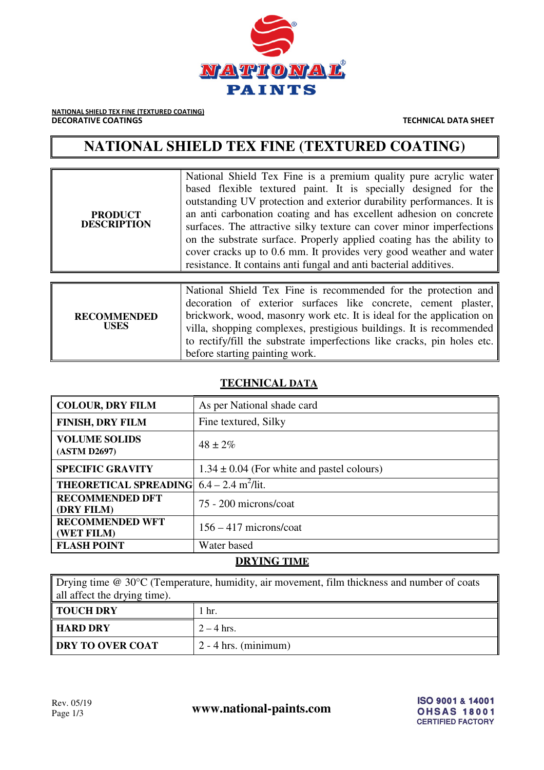NATIONAL SHIELD TEX FINE (TEXTURED COATING)
DECORATIVE COATINGS

TECHNICAL DATA SHEET

# NATIONAL SHIELD TEX FINE (TEXTURED COATING)

| | |
|---|---|
| **PRODUCT DESCRIPTION** | National Shield Tex Fine is a premium quality pure acrylic water based flexible textured paint. It is specially designed for the outstanding UV protection and exterior durability performances. It is an anti carbonation coating and has excellent adhesion on concrete surfaces. The attractive silky texture can cover minor imperfections on the substrate surface. Properly applied coating has the ability to cover cracks up to 0.6 mm. It provides very good weather and water resistance. It contains anti fungal and anti bacterial additives. |

| | |
|---|---|
| **RECOMMENDED USES** | National Shield Tex Fine is recommended for the protection and decoration of exterior surfaces like concrete, cement plaster, brickwork, wood, masonry work etc. It is ideal for the application on villa, shopping complexes, prestigious buildings. It is recommended to rectify/fill the substrate imperfections like cracks, pin holes etc. before starting painting work. |

## TECHNICAL DATA

| | |
|---|---|
| **COLOUR, DRY FILM** | As per National shade card |
| **FINISH, DRY FILM** | Fine textured, Silky |
| **VOLUME SOLIDS (ASTM D2697)** | 48 ± 2% |
| **SPECIFIC GRAVITY** | 1.34 ± 0.04 (For white and pastel colours) |
| **THEORETICAL SPREADING** | 6.4 – 2.4 $m^2$/lit. |
| **RECOMMENDED DFT (DRY FILM)** | 75 - 200 microns/coat |
| **RECOMMENDED WFT (WET FILM)** | 156 – 417 microns/coat |
| **FLASH POINT** | Water based |

## DRYING TIME

Drying time @ 30°C (Temperature, humidity, air movement, film thickness and number of coats all affect the drying time).

| | |
|---|---|
| **TOUCH DRY** | 1 hr. |
| **HARD DRY** | 2 – 4 hrs. |
| **DRY TO OVER COAT** | 2 - 4 hrs. (minimum) |

Rev. 05/19

www.national-paints.com

ISO 9001 & 14001
OHSAS 18001
CERTIFIED FACTORY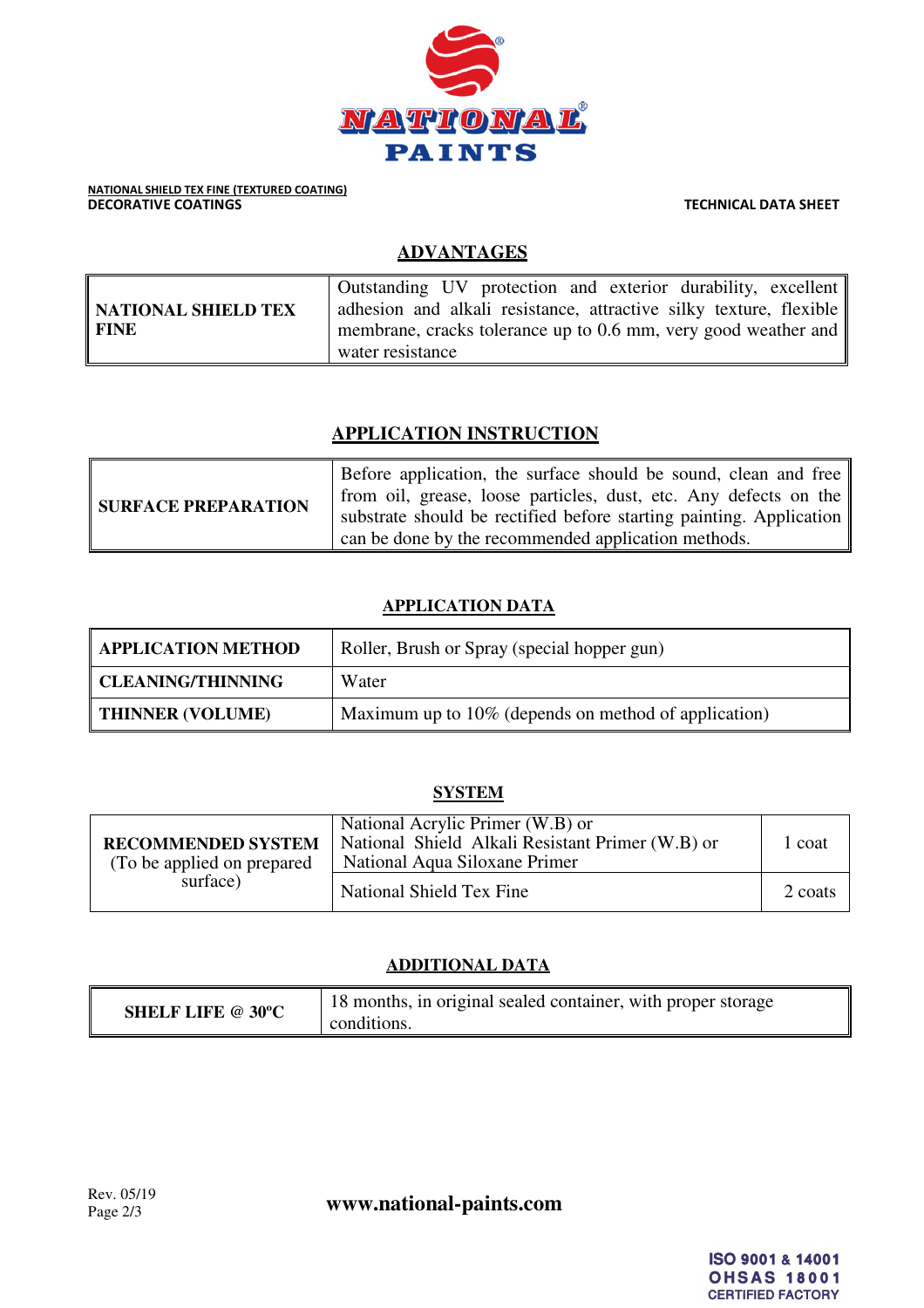**NATIONAL SHIELD TEX FINE (TEXTURED COATING)**
**DECORATIVE COATINGS**

**TECHNICAL DATA SHEET**

## ADVANTAGES

| | |
|---|---|
| **NATIONAL SHIELD TEX FINE** | Outstanding UV protection and exterior durability, excellent adhesion and alkali resistance, attractive silky texture, flexible membrane, cracks tolerance up to 0.6 mm, very good weather and water resistance |

## APPLICATION INSTRUCTION

| | |
|---|---|
| **SURFACE PREPARATION** | Before application, the surface should be sound, clean and free from oil, grease, loose particles, dust, etc. Any defects on the substrate should be rectified before starting painting. Application can be done by the recommended application methods. |

## APPLICATION DATA

| | |
|---|---|
| **APPLICATION METHOD** | Roller, Brush or Spray (special hopper gun) |
| **CLEANING/THINNING** | Water |
| **THINNER (VOLUME)** | Maximum up to 10% (depends on method of application) |

## SYSTEM

| | | |
|---|---|---|
| **RECOMMENDED SYSTEM** (To be applied on prepared surface) | National Acrylic Primer (W.B) or National Shield Alkali Resistant Primer (W.B) or National Aqua Siloxane Primer | 1 coat |
| | National Shield Tex Fine | 2 coats |

## ADDITIONAL DATA

| | |
|---|---|
| **SHELF LIFE @ 30ºC** | 18 months, in original sealed container, with proper storage conditions. |

Rev. 05/19

**www.national-paints.com**

ISO 9001 & 14001
OHSAS 18001
CERTIFIED FACTORY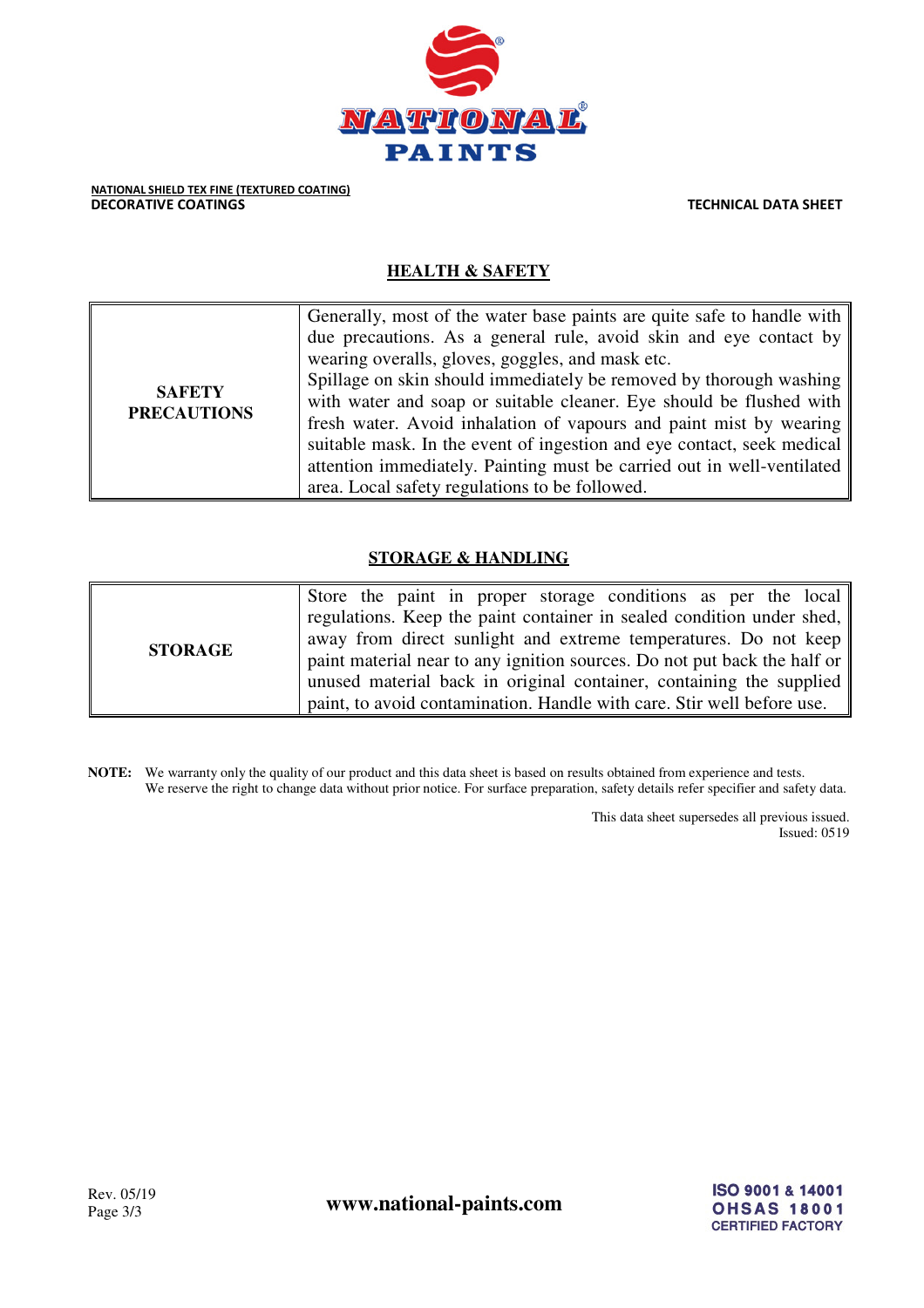## HEALTH & SAFETY

| | |
|---|---|
| **SAFETY PRECAUTIONS** | Generally, most of the water base paints are quite safe to handle with due precautions. As a general rule, avoid skin and eye contact by wearing overalls, gloves, goggles, and mask etc. Spillage on skin should immediately be removed by thorough washing with water and soap or suitable cleaner. Eye should be flushed with fresh water. Avoid inhalation of vapours and paint mist by wearing suitable mask. In the event of ingestion and eye contact, seek medical attention immediately. Painting must be carried out in well-ventilated area. Local safety regulations to be followed. |

## STORAGE & HANDLING

| | |
|---|---|
| **STORAGE** | Store the paint in proper storage conditions as per the local regulations. Keep the paint container in sealed condition under shed, away from direct sunlight and extreme temperatures. Do not keep paint material near to any ignition sources. Do not put back the half or unused material back in original container, containing the supplied paint, to avoid contamination. Handle with care. Stir well before use. |

**NOTE:** We warranty only the quality of our product and this data sheet is based on results obtained from experience and tests. We reserve the right to change data without prior notice. For surface preparation, safety details refer specifier and safety data.

This data sheet supersedes all previous issued.
Issued: 0519